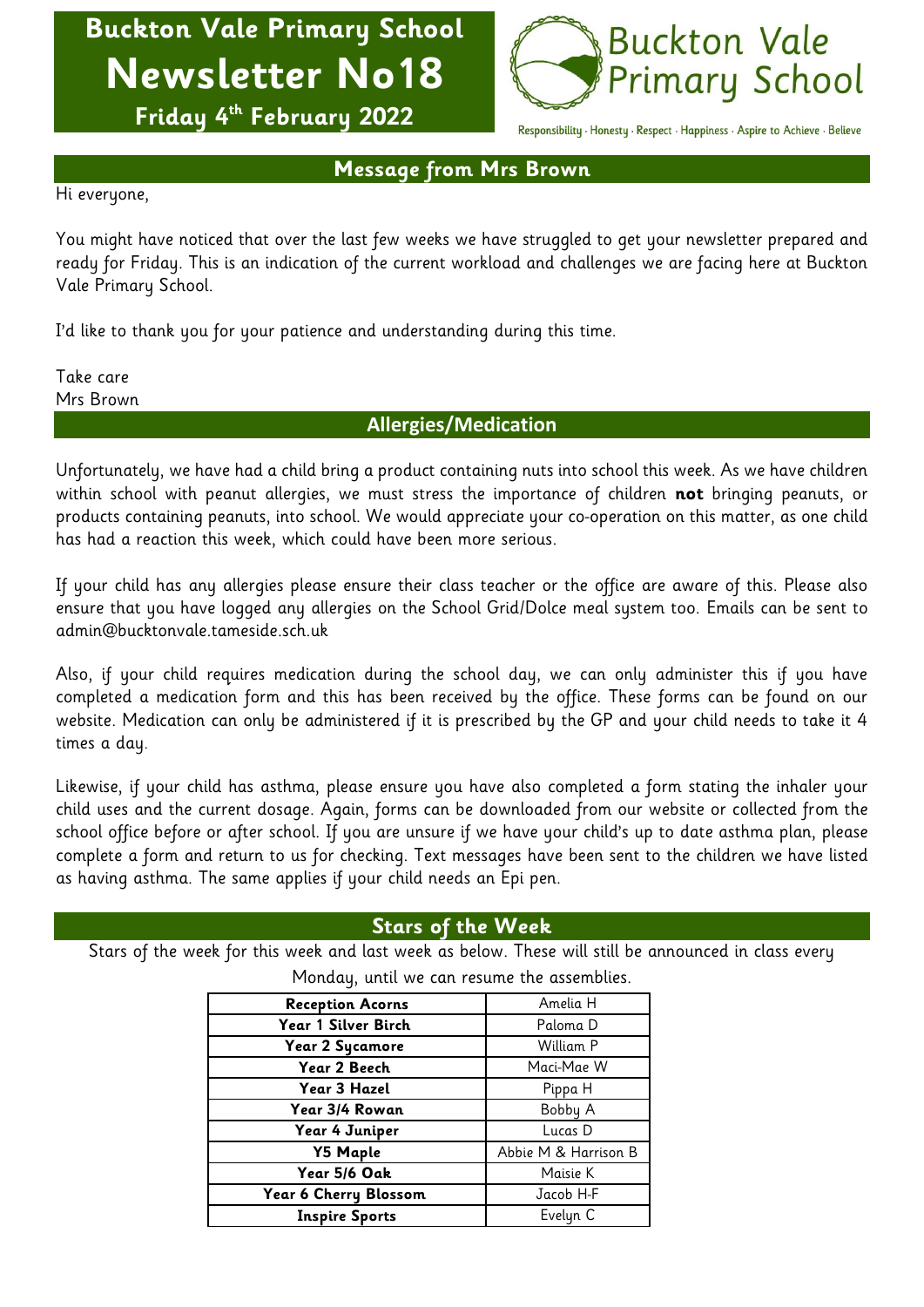# Buckton Vale Primary School Newsletter No18

**Friday 4th February 2022**

Buckton Vale Primary School

Responsibility · Honesty · Respect · Happiness · Aspire to Achieve · Believe

## Message from Mrs Brown

Hi everyone,

You might have noticed that over the last few weeks we have struggled to get your newsletter prepared and ready for Friday. This is an indication of the current workload and challenges we are facing here at Buckton Vale Primary School.

I'd like to thank you for your patience and understanding during this time.

Take care
Mrs Brown

## Allergies/Medication

Unfortunately, we have had a child bring a product containing nuts into school this week. As we have children within school with peanut allergies, we must stress the importance of children **not** bringing peanuts, or products containing peanuts, into school. We would appreciate your co-operation on this matter, as one child has had a reaction this week, which could have been more serious.

If your child has any allergies please ensure their class teacher or the office are aware of this. Please also ensure that you have logged any allergies on the School Grid/Dolce meal system too. Emails can be sent to admin@bucktonvale.tameside.sch.uk

Also, if your child requires medication during the school day, we can only administer this if you have completed a medication form and this has been received by the office. These forms can be found on our website. Medication can only be administered if it is prescribed by the GP and your child needs to take it 4 times a day.

Likewise, if your child has asthma, please ensure you have also completed a form stating the inhaler your child uses and the current dosage. Again, forms can be downloaded from our website or collected from the school office before or after school. If you are unsure if we have your child's up to date asthma plan, please complete a form and return to us for checking. Text messages have been sent to the children we have listed as having asthma. The same applies if your child needs an Epi pen.

## Stars of the Week

Stars of the week for this week and last week as below. These will still be announced in class every Monday, until we can resume the assemblies.

| Class | Star |
|---|---|
| **Reception Acorns** | Amelia H |
| **Year 1 Silver Birch** | Paloma D |
| **Year 2 Sycamore** | William P |
| **Year 2 Beech** | Maci-Mae W |
| **Year 3 Hazel** | Pippa H |
| **Year 3/4 Rowan** | Bobby A |
| **Year 4 Juniper** | Lucas D |
| **Y5 Maple** | Abbie M & Harrison B |
| **Year 5/6 Oak** | Maisie K |
| **Year 6 Cherry Blossom** | Jacob H-F |
| **Inspire Sports** | Evelyn C |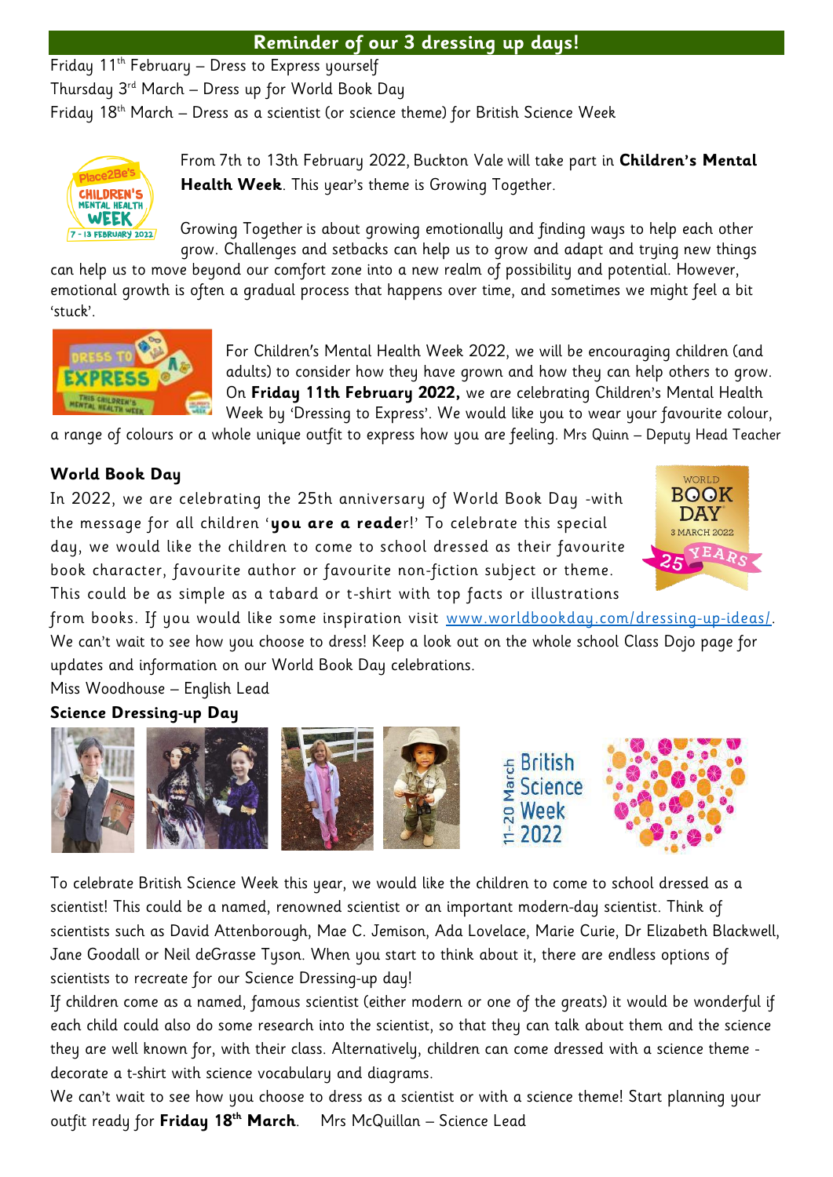## Reminder of our 3 dressing up days!

Friday 11th February – Dress to Express yourself
Thursday 3rd March – Dress up for World Book Day
Friday 18th March – Dress as a scientist (or science theme) for British Science Week

From 7th to 13th February 2022, Buckton Vale will take part in **Children's Mental Health Week**. This year's theme is Growing Together.

Growing Together is about growing emotionally and finding ways to help each other grow. Challenges and setbacks can help us to grow and adapt and trying new things can help us to move beyond our comfort zone into a new realm of possibility and potential. However, emotional growth is often a gradual process that happens over time, and sometimes we might feel a bit 'stuck'.

For Children's Mental Health Week 2022, we will be encouraging children (and adults) to consider how they have grown and how they can help others to grow. On **Friday 11th February 2022,** we are celebrating Children's Mental Health Week by 'Dressing to Express'. We would like you to wear your favourite colour, a range of colours or a whole unique outfit to express how you are feeling. Mrs Quinn – Deputy Head Teacher

### World Book Day

In 2022, we are celebrating the 25th anniversary of World Book Day -with the message for all children '**you are a reade**r!' To celebrate this special day, we would like the children to come to school dressed as their favourite book character, favourite author or favourite non-fiction subject or theme. This could be as simple as a tabard or t-shirt with top facts or illustrations from books. If you would like some inspiration visit www.worldbookday.com/dressing-up-ideas/. We can't wait to see how you choose to dress! Keep a look out on the whole school Class Dojo page for updates and information on our World Book Day celebrations.

Miss Woodhouse – English Lead

### Science Dressing-up Day

To celebrate British Science Week this year, we would like the children to come to school dressed as a scientist! This could be a named, renowned scientist or an important modern-day scientist. Think of scientists such as David Attenborough, Mae C. Jemison, Ada Lovelace, Marie Curie, Dr Elizabeth Blackwell, Jane Goodall or Neil deGrasse Tyson. When you start to think about it, there are endless options of scientists to recreate for our Science Dressing-up day!

If children come as a named, famous scientist (either modern or one of the greats) it would be wonderful if each child could also do some research into the scientist, so that they can talk about them and the science they are well known for, with their class. Alternatively, children can come dressed with a science theme - decorate a t-shirt with science vocabulary and diagrams.

We can't wait to see how you choose to dress as a scientist or with a science theme! Start planning your outfit ready for **Friday 18th March**. Mrs McQuillan – Science Lead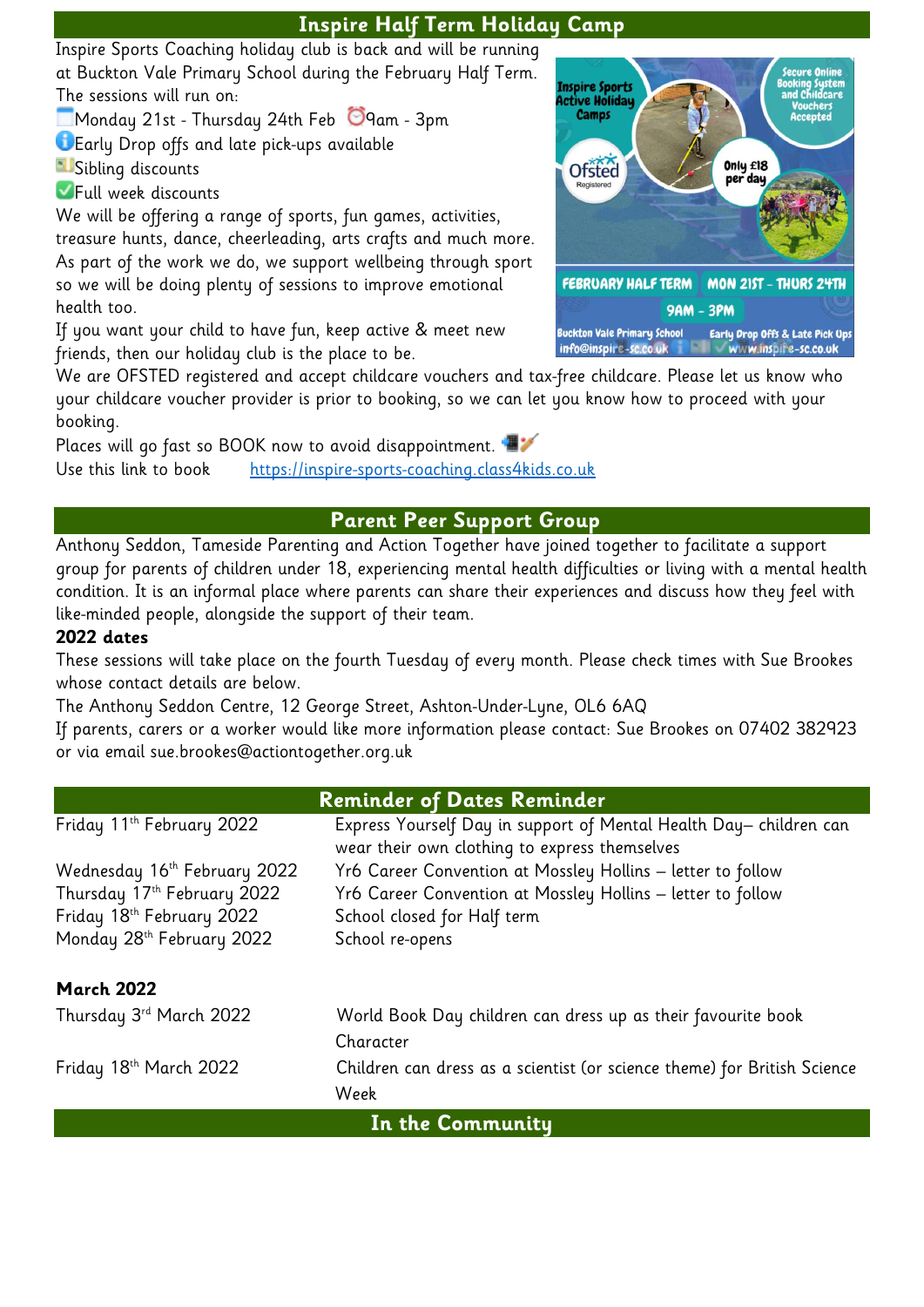## Inspire Half Term Holiday Camp

Inspire Sports Coaching holiday club is back and will be running at Buckton Vale Primary School during the February Half Term.
The sessions will run on:

Monday 21st - Thursday 24th Feb 9am - 3pm
Early Drop offs and late pick-ups available
Sibling discounts
Full week discounts

We will be offering a range of sports, fun games, activities, treasure hunts, dance, cheerleading, arts crafts and much more. As part of the work we do, we support wellbeing through sport so we will be doing plenty of sessions to improve emotional health too.

If you want your child to have fun, keep active & meet new friends, then our holiday club is the place to be.

We are OFSTED registered and accept childcare vouchers and tax-free childcare. Please let us know who your childcare voucher provider is prior to booking, so we can let you know how to proceed with your booking.

Places will go fast so BOOK now to avoid disappointment.

Use this link to book https://inspire-sports-coaching.class4kids.co.uk

## Parent Peer Support Group

Anthony Seddon, Tameside Parenting and Action Together have joined together to facilitate a support group for parents of children under 18, experiencing mental health difficulties or living with a mental health condition. It is an informal place where parents can share their experiences and discuss how they feel with like-minded people, alongside the support of their team.

**2022 dates**

These sessions will take place on the fourth Tuesday of every month. Please check times with Sue Brookes whose contact details are below.

The Anthony Seddon Centre, 12 George Street, Ashton-Under-Lyne, OL6 6AQ

If parents, carers or a worker would like more information please contact: Sue Brookes on 07402 382923 or via email sue.brookes@actiontogether.org.uk

## Reminder of Dates Reminder

| | |
|---|---|
| Friday 11th February 2022 | Express Yourself Day in support of Mental Health Day– children can wear their own clothing to express themselves |
| Wednesday 16th February 2022 | Yr6 Career Convention at Mossley Hollins – letter to follow |
| Thursday 17th February 2022 | Yr6 Career Convention at Mossley Hollins – letter to follow |
| Friday 18th February 2022 | School closed for Half term |
| Monday 28th February 2022 | School re-opens |
| **March 2022** | |
| Thursday 3rd March 2022 | World Book Day children can dress up as their favourite book Character |
| Friday 18th March 2022 | Children can dress as a scientist (or science theme) for British Science Week |

## In the Community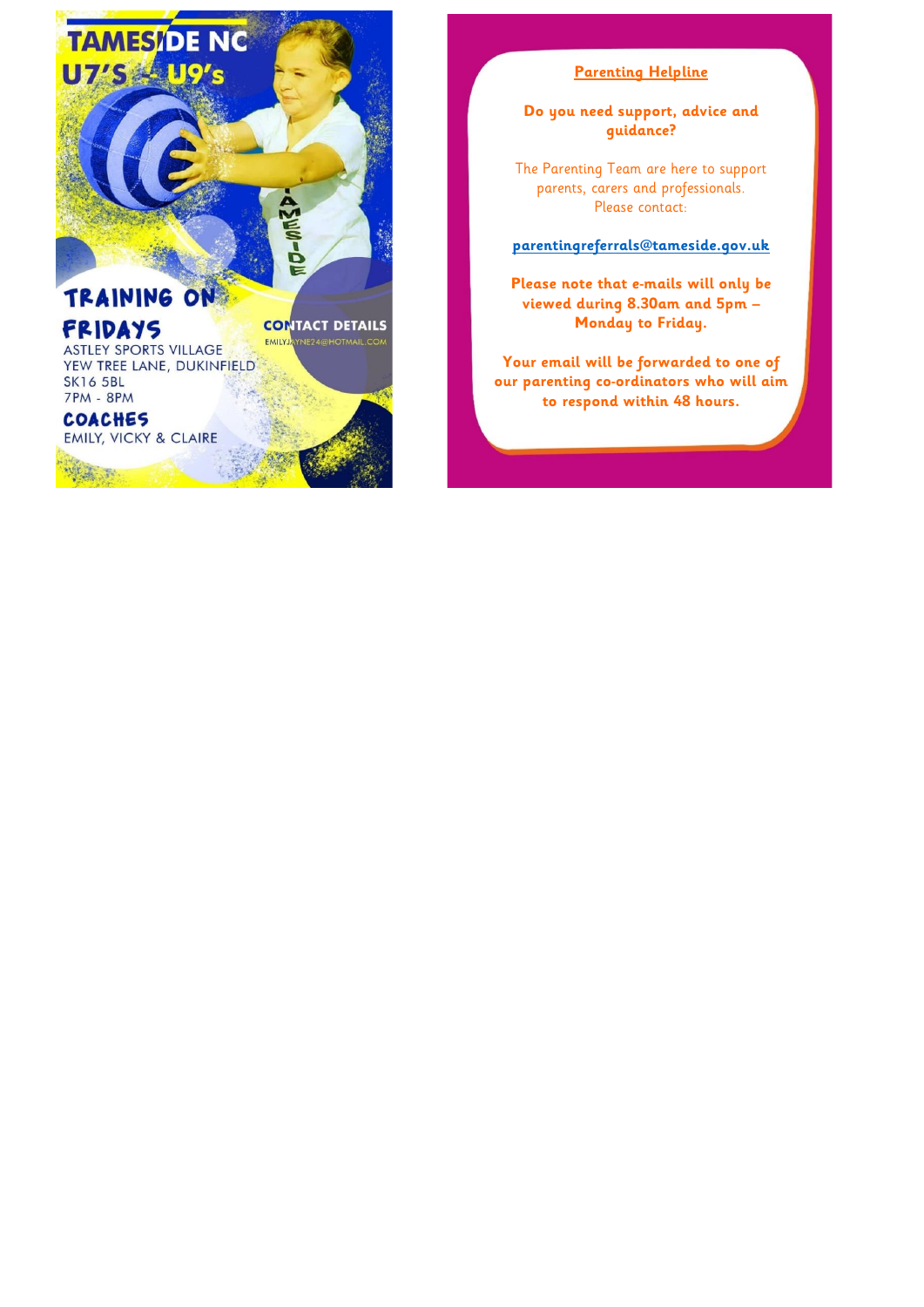# TAMESIDE NC
## U7'S - U9's

**TRAINING ON FRIDAYS**

ASTLEY SPORTS VILLAGE
YEW TREE LANE, DUKINFIELD
SK16 5BL
7PM - 8PM

**COACHES**

EMILY, VICKY & CLAIRE

**CONTACT DETAILS**

EMILYJAYNE24@HOTMAIL.COM

## Parenting Helpline

**Do you need support, advice and guidance?**

The Parenting Team are here to support parents, carers and professionals. Please contact:

**parentingreferrals@tameside.gov.uk**

**Please note that e-mails will only be viewed during 8.30am and 5pm – Monday to Friday.**

**Your email will be forwarded to one of our parenting co-ordinators who will aim to respond within 48 hours.**